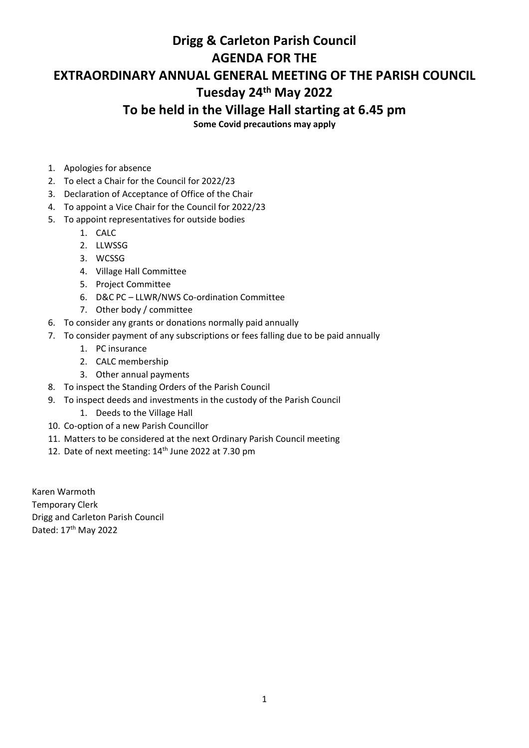# Drigg & Carleton Parish Council
# AGENDA FOR THE
# EXTRAORDINARY ANNUAL GENERAL MEETING OF THE PARISH COUNCIL
# Tuesday 24th May 2022
## To be held in the Village Hall starting at 6.45 pm

**Some Covid precautions may apply**

1. Apologies for absence
2. To elect a Chair for the Council for 2022/23
3. Declaration of Acceptance of Office of the Chair
4. To appoint a Vice Chair for the Council for 2022/23
5. To appoint representatives for outside bodies
    1. CALC
    2. LLWSSG
    3. WCSSG
    4. Village Hall Committee
    5. Project Committee
    6. D&C PC – LLWR/NWS Co-ordination Committee
    7. Other body / committee
6. To consider any grants or donations normally paid annually
7. To consider payment of any subscriptions or fees falling due to be paid annually
    1. PC insurance
    2. CALC membership
    3. Other annual payments
8. To inspect the Standing Orders of the Parish Council
9. To inspect deeds and investments in the custody of the Parish Council
    1. Deeds to the Village Hall
10. Co-option of a new Parish Councillor
11. Matters to be considered at the next Ordinary Parish Council meeting
12. Date of next meeting: 14th June 2022 at 7.30 pm

Karen Warmoth
Temporary Clerk
Drigg and Carleton Parish Council
Dated: 17th May 2022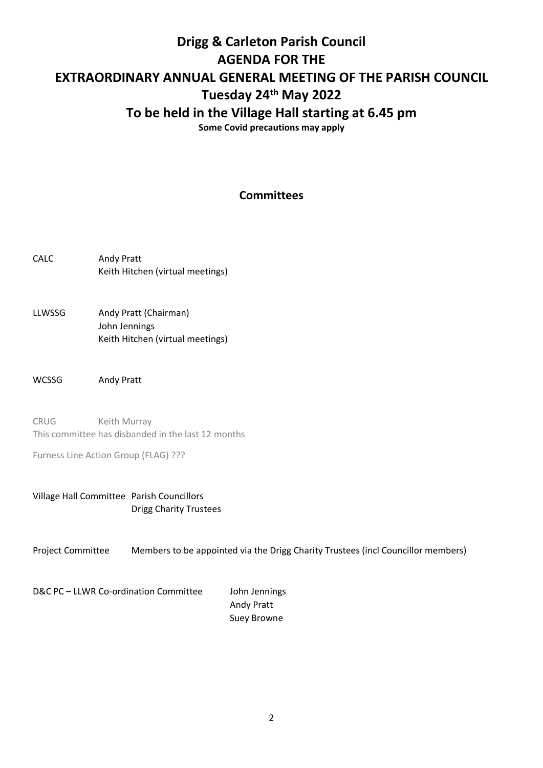# Drigg & Carleton Parish Council
## AGENDA FOR THE
## EXTRAORDINARY ANNUAL GENERAL MEETING OF THE PARISH COUNCIL
## Tuesday 24th May 2022
## To be held in the Village Hall starting at 6.45 pm

**Some Covid precautions may apply**

### Committees

CALC Andy Pratt
Keith Hitchen (virtual meetings)

LLWSSG Andy Pratt (Chairman)
John Jennings
Keith Hitchen (virtual meetings)

WCSSG Andy Pratt

CRUG Keith Murray
This committee has disbanded in the last 12 months

Furness Line Action Group (FLAG) ???

Village Hall Committee Parish Councillors
Drigg Charity Trustees

Project Committee Members to be appointed via the Drigg Charity Trustees (incl Councillor members)

D&C PC – LLWR Co-ordination Committee John Jennings
Andy Pratt
Suey Browne